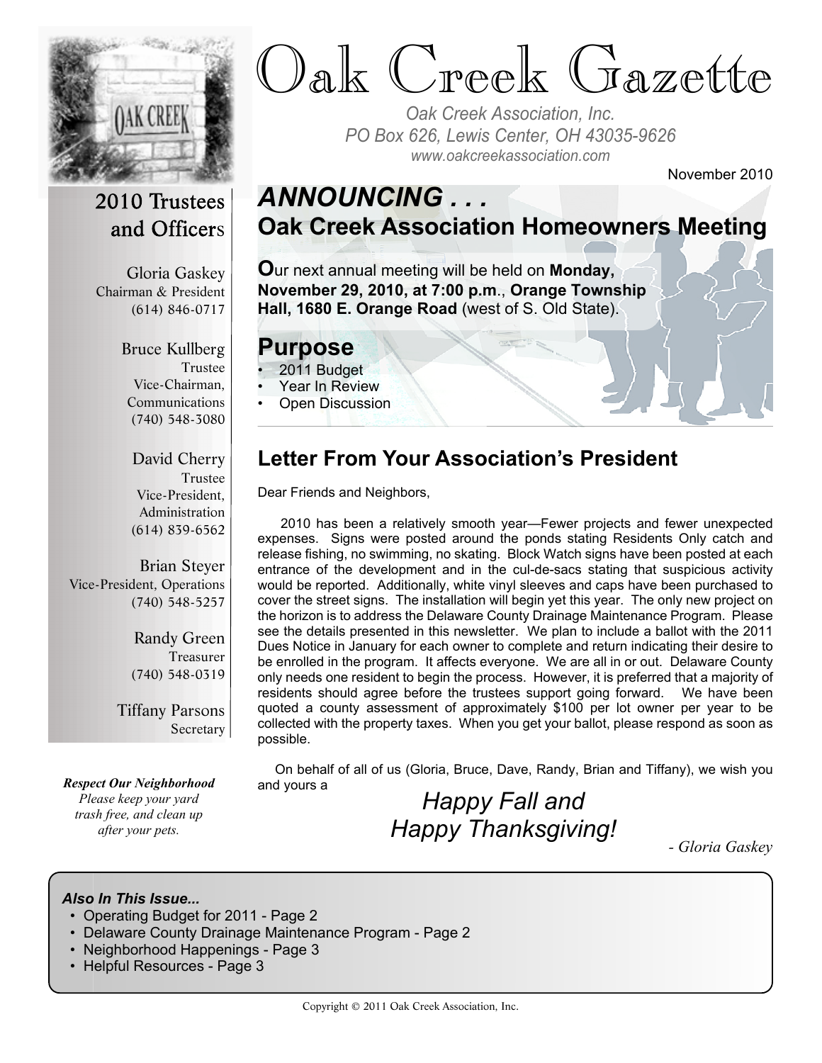# Oak Creek Gazette

*Oak Creek Association, Inc.*
*PO Box 626, Lewis Center, OH 43035-9626*
*www.oakcreekassociation.com*

November 2010

## 2010 Trustees and Officers

Gloria Gaskey
Chairman & President
(614) 846-0717

Bruce Kullberg
Trustee
Vice-Chairman, Communications
(740) 548-3080

David Cherry
Trustee
Vice-President, Administration
(614) 839-6562

Brian Steyer
Vice-President, Operations
(740) 548-5257

Randy Green
Treasurer
(740) 548-0319

Tiffany Parsons
Secretary

***Respect Our Neighborhood***
*Please keep your yard trash free, and clean up after your pets.*

## *ANNOUNCING . . .*

## Oak Creek Association Homeowners Meeting

Our next annual meeting will be held on **Monday, November 29, 2010, at 7:00 p.m**., **Orange Township Hall, 1680 E. Orange Road** (west of S. Old State).

## Purpose

- 2011 Budget
- Year In Review
- Open Discussion

## Letter From Your Association's President

Dear Friends and Neighbors,

2010 has been a relatively smooth year—Fewer projects and fewer unexpected expenses. Signs were posted around the ponds stating Residents Only catch and release fishing, no swimming, no skating. Block Watch signs have been posted at each entrance of the development and in the cul-de-sacs stating that suspicious activity would be reported. Additionally, white vinyl sleeves and caps have been purchased to cover the street signs. The installation will begin yet this year. The only new project on the horizon is to address the Delaware County Drainage Maintenance Program. Please see the details presented in this newsletter. We plan to include a ballot with the 2011 Dues Notice in January for each owner to complete and return indicating their desire to be enrolled in the program. It affects everyone. We are all in or out. Delaware County only needs one resident to begin the process. However, it is preferred that a majority of residents should agree before the trustees support going forward. We have been quoted a county assessment of approximately $100 per lot owner per year to be collected with the property taxes. When you get your ballot, please respond as soon as possible.

On behalf of all of us (Gloria, Bruce, Dave, Randy, Brian and Tiffany), we wish you and yours a

*Happy Fall and Happy Thanksgiving!*

*- Gloria Gaskey*

***Also In This Issue...***

- Operating Budget for 2011 - Page 2
- Delaware County Drainage Maintenance Program - Page 2
- Neighborhood Happenings - Page 3
- Helpful Resources - Page 3

Copyright © 2011 Oak Creek Association, Inc.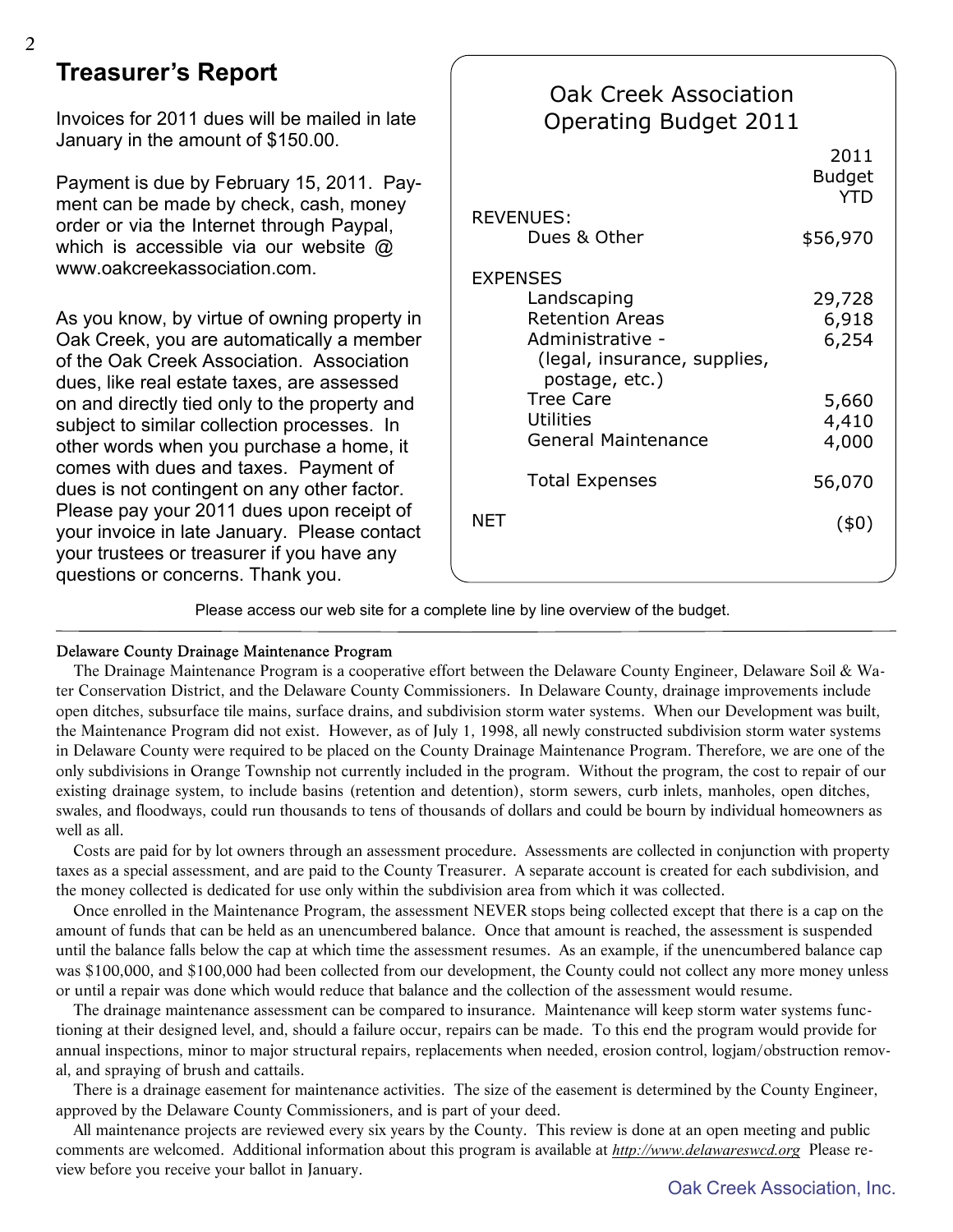## Treasurer's Report

Invoices for 2011 dues will be mailed in late January in the amount of $150.00.

Payment is due by February 15, 2011. Payment can be made by check, cash, money order or via the Internet through Paypal, which is accessible via our website @ www.oakcreekassociation.com.

As you know, by virtue of owning property in Oak Creek, you are automatically a member of the Oak Creek Association. Association dues, like real estate taxes, are assessed on and directly tied only to the property and subject to similar collection processes. In other words when you purchase a home, it comes with dues and taxes. Payment of dues is not contingent on any other factor. Please pay your 2011 dues upon receipt of your invoice in late January. Please contact your trustees or treasurer if you have any questions or concerns. Thank you.

### Oak Creek Association Operating Budget 2011

| | 2011 Budget YTD |
|---|---|
| **REVENUES:** | |
| Dues & Other | $56,970 |
| **EXPENSES** | |
| Landscaping | 29,728 |
| Retention Areas | 6,918 |
| Administrative - (legal, insurance, supplies, postage, etc.) | 6,254 |
| Tree Care | 5,660 |
| Utilities | 4,410 |
| General Maintenance | 4,000 |
| Total Expenses | 56,070 |
| **NET** | ($0) |

Please access our web site for a complete line by line overview of the budget.

---

### Delaware County Drainage Maintenance Program

The Drainage Maintenance Program is a cooperative effort between the Delaware County Engineer, Delaware Soil & Water Conservation District, and the Delaware County Commissioners. In Delaware County, drainage improvements include open ditches, subsurface tile mains, surface drains, and subdivision storm water systems. When our Development was built, the Maintenance Program did not exist. However, as of July 1, 1998, all newly constructed subdivision storm water systems in Delaware County were required to be placed on the County Drainage Maintenance Program. Therefore, we are one of the only subdivisions in Orange Township not currently included in the program. Without the program, the cost to repair of our existing drainage system, to include basins (retention and detention), storm sewers, curb inlets, manholes, open ditches, swales, and floodways, could run thousands to tens of thousands of dollars and could be bourn by individual homeowners as well as all.

Costs are paid for by lot owners through an assessment procedure. Assessments are collected in conjunction with property taxes as a special assessment, and are paid to the County Treasurer. A separate account is created for each subdivision, and the money collected is dedicated for use only within the subdivision area from which it was collected.

Once enrolled in the Maintenance Program, the assessment NEVER stops being collected except that there is a cap on the amount of funds that can be held as an unencumbered balance. Once that amount is reached, the assessment is suspended until the balance falls below the cap at which time the assessment resumes. As an example, if the unencumbered balance cap was $100,000, and $100,000 had been collected from our development, the County could not collect any more money unless or until a repair was done which would reduce that balance and the collection of the assessment would resume.

The drainage maintenance assessment can be compared to insurance. Maintenance will keep storm water systems functioning at their designed level, and, should a failure occur, repairs can be made. To this end the program would provide for annual inspections, minor to major structural repairs, replacements when needed, erosion control, logjam/obstruction removal, and spraying of brush and cattails.

There is a drainage easement for maintenance activities. The size of the easement is determined by the County Engineer, approved by the Delaware County Commissioners, and is part of your deed.

All maintenance projects are reviewed every six years by the County. This review is done at an open meeting and public comments are welcomed. Additional information about this program is available at *http://www.delawareswcd.org* Please review before you receive your ballot in January.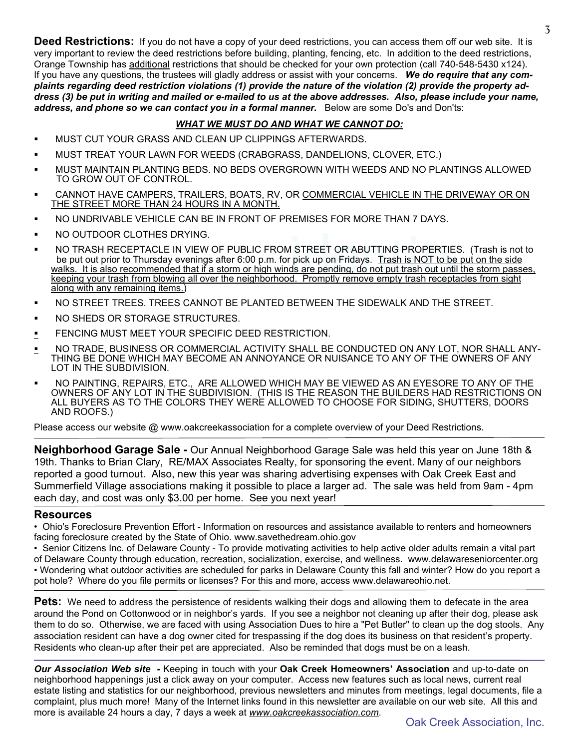**Deed Restrictions:** If you do not have a copy of your deed restrictions, you can access them off our web site. It is very important to review the deed restrictions before building, planting, fencing, etc. In addition to the deed restrictions, Orange Township has additional restrictions that should be checked for your own protection (call 740-548-5430 x124). If you have any questions, the trustees will gladly address or assist with your concerns. ***We do require that any complaints regarding deed restriction violations (1) provide the nature of the violation (2) provide the property address (3) be put in writing and mailed or e-mailed to us at the above addresses. Also, please include your name, address, and phone so we can contact you in a formal manner.*** Below are some Do's and Don'ts:

***WHAT WE MUST DO AND WHAT WE CANNOT DO:***

- MUST CUT YOUR GRASS AND CLEAN UP CLIPPINGS AFTERWARDS.
- MUST TREAT YOUR LAWN FOR WEEDS (CRABGRASS, DANDELIONS, CLOVER, ETC.)
- MUST MAINTAIN PLANTING BEDS. NO BEDS OVERGROWN WITH WEEDS AND NO PLANTINGS ALLOWED TO GROW OUT OF CONTROL.
- CANNOT HAVE CAMPERS, TRAILERS, BOATS, RV, OR COMMERCIAL VEHICLE IN THE DRIVEWAY OR ON THE STREET MORE THAN 24 HOURS IN A MONTH.
- NO UNDRIVABLE VEHICLE CAN BE IN FRONT OF PREMISES FOR MORE THAN 7 DAYS.
- NO OUTDOOR CLOTHES DRYING.
- NO TRASH RECEPTACLE IN VIEW OF PUBLIC FROM STREET OR ABUTTING PROPERTIES. (Trash is not to be put out prior to Thursday evenings after 6:00 p.m. for pick up on Fridays. Trash is NOT to be put on the side walks. It is also recommended that if a storm or high winds are pending, do not put trash out until the storm passes, keeping your trash from blowing all over the neighborhood. Promptly remove empty trash receptacles from sight along with any remaining items.)
- NO STREET TREES. TREES CANNOT BE PLANTED BETWEEN THE SIDEWALK AND THE STREET.
- NO SHEDS OR STORAGE STRUCTURES.
- FENCING MUST MEET YOUR SPECIFIC DEED RESTRICTION.
- NO TRADE, BUSINESS OR COMMERCIAL ACTIVITY SHALL BE CONDUCTED ON ANY LOT, NOR SHALL ANYTHING BE DONE WHICH MAY BECOME AN ANNOYANCE OR NUISANCE TO ANY OF THE OWNERS OF ANY LOT IN THE SUBDIVISION.
- NO PAINTING, REPAIRS, ETC., ARE ALLOWED WHICH MAY BE VIEWED AS AN EYESORE TO ANY OF THE OWNERS OF ANY LOT IN THE SUBDIVISION. (THIS IS THE REASON THE BUILDERS HAD RESTRICTIONS ON ALL BUYERS AS TO THE COLORS THEY WERE ALLOWED TO CHOOSE FOR SIDING, SHUTTERS, DOORS AND ROOFS.)

Please access our website @ www.oakcreekassociation for a complete overview of your Deed Restrictions.

---

**Neighborhood Garage Sale -** Our Annual Neighborhood Garage Sale was held this year on June 18th & 19th. Thanks to Brian Clary, RE/MAX Associates Realty, for sponsoring the event. Many of our neighbors reported a good turnout. Also, new this year was sharing advertising expenses with Oak Creek East and Summerfield Village associations making it possible to place a larger ad. The sale was held from 9am - 4pm each day, and cost was only $3.00 per home. See you next year!

---

## Resources

- Ohio's Foreclosure Prevention Effort - Information on resources and assistance available to renters and homeowners facing foreclosure created by the State of Ohio. www.savethedream.ohio.gov
- Senior Citizens Inc. of Delaware County - To provide motivating activities to help active older adults remain a vital part of Delaware County through education, recreation, socialization, exercise, and wellness. www.delawareseniorcenter.org
- Wondering what outdoor activities are scheduled for parks in Delaware County this fall and winter? How do you report a pot hole? Where do you file permits or licenses? For this and more, access www.delawareohio.net.

---

**Pets:** We need to address the persistence of residents walking their dogs and allowing them to defecate in the area around the Pond on Cottonwood or in neighbor's yards. If you see a neighbor not cleaning up after their dog, please ask them to do so. Otherwise, we are faced with using Association Dues to hire a "Pet Butler" to clean up the dog stools. Any association resident can have a dog owner cited for trespassing if the dog does its business on that resident's property. Residents who clean-up after their pet are appreciated. Also be reminded that dogs must be on a leash.

---

***Our Association Web site -*** Keeping in touch with your **Oak Creek Homeowners' Association** and up-to-date on neighborhood happenings just a click away on your computer. Access new features such as local news, current real estate listing and statistics for our neighborhood, previous newsletters and minutes from meetings, legal documents, file a complaint, plus much more! Many of the Internet links found in this newsletter are available on our web site. All this and more is available 24 hours a day, 7 days a week at *www.oakcreekassociation.com*.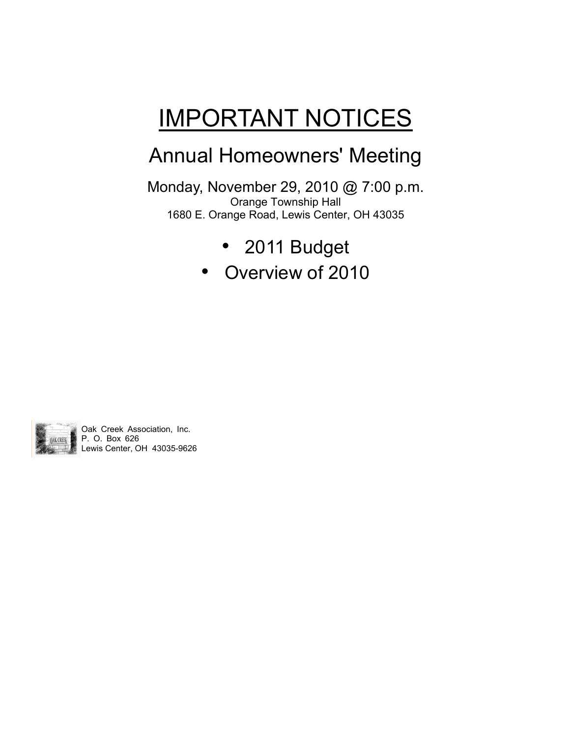# IMPORTANT NOTICES

## Annual Homeowners' Meeting

Monday, November 29, 2010 @ 7:00 p.m.
Orange Township Hall
1680 E. Orange Road, Lewis Center, OH 43035

- 2011 Budget
- Overview of 2010

Oak Creek Association, Inc.
P. O. Box 626
Lewis Center, OH 43035-9626